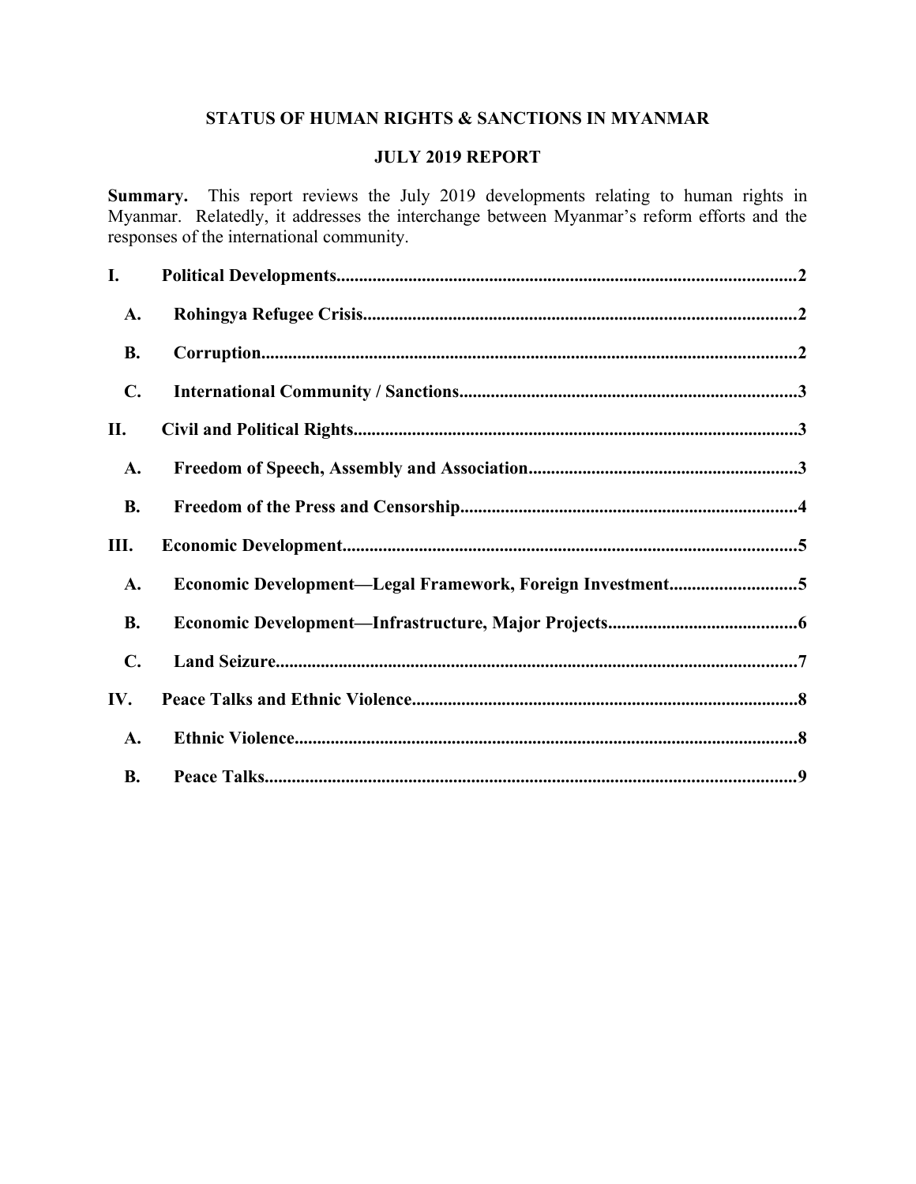# STATUS OF HUMAN RIGHTS & SANCTIONS IN MYANMAR

## JULY 2019 REPORT

**Summary.** This report reviews the July 2019 developments relating to human rights in Myanmar. Relatedly, it addresses the interchange between Myanmar's reform efforts and the responses of the international community.

- **I. Political Developments** .......... 2
  - **A. Rohingya Refugee Crisis** .......... 2
  - **B. Corruption** .......... 2
  - **C. International Community / Sanctions** .......... 3
- **II. Civil and Political Rights** .......... 3
  - **A. Freedom of Speech, Assembly and Association** .......... 3
  - **B. Freedom of the Press and Censorship** .......... 4
- **III. Economic Development** .......... 5
  - **A. Economic Development—Legal Framework, Foreign Investment** .......... 5
  - **B. Economic Development—Infrastructure, Major Projects** .......... 6
  - **C. Land Seizure** .......... 7
- **IV. Peace Talks and Ethnic Violence** .......... 8
  - **A. Ethnic Violence** .......... 8
  - **B. Peace Talks** .......... 9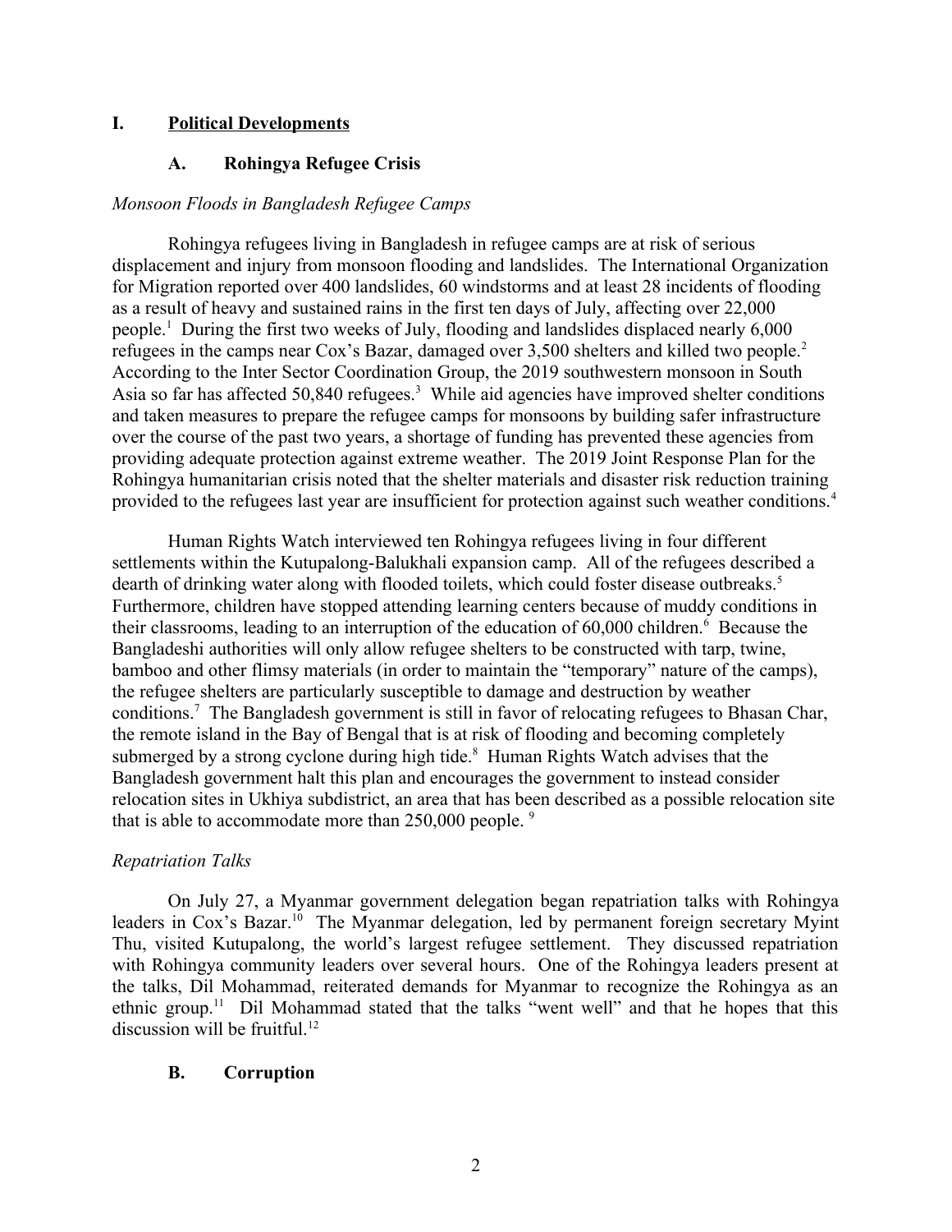# I. Political Developments

## A. Rohingya Refugee Crisis

*Monsoon Floods in Bangladesh Refugee Camps*

Rohingya refugees living in Bangladesh in refugee camps are at risk of serious displacement and injury from monsoon flooding and landslides. The International Organization for Migration reported over 400 landslides, 60 windstorms and at least 28 incidents of flooding as a result of heavy and sustained rains in the first ten days of July, affecting over 22,000 people.[1] During the first two weeks of July, flooding and landslides displaced nearly 6,000 refugees in the camps near Cox's Bazar, damaged over 3,500 shelters and killed two people.[2] According to the Inter Sector Coordination Group, the 2019 southwestern monsoon in South Asia so far has affected 50,840 refugees.[3] While aid agencies have improved shelter conditions and taken measures to prepare the refugee camps for monsoons by building safer infrastructure over the course of the past two years, a shortage of funding has prevented these agencies from providing adequate protection against extreme weather. The 2019 Joint Response Plan for the Rohingya humanitarian crisis noted that the shelter materials and disaster risk reduction training provided to the refugees last year are insufficient for protection against such weather conditions.[4]

Human Rights Watch interviewed ten Rohingya refugees living in four different settlements within the Kutupalong-Balukhali expansion camp. All of the refugees described a dearth of drinking water along with flooded toilets, which could foster disease outbreaks.[5] Furthermore, children have stopped attending learning centers because of muddy conditions in their classrooms, leading to an interruption of the education of 60,000 children.[6] Because the Bangladeshi authorities will only allow refugee shelters to be constructed with tarp, twine, bamboo and other flimsy materials (in order to maintain the "temporary" nature of the camps), the refugee shelters are particularly susceptible to damage and destruction by weather conditions.[7] The Bangladesh government is still in favor of relocating refugees to Bhasan Char, the remote island in the Bay of Bengal that is at risk of flooding and becoming completely submerged by a strong cyclone during high tide.[8] Human Rights Watch advises that the Bangladesh government halt this plan and encourages the government to instead consider relocation sites in Ukhiya subdistrict, an area that has been described as a possible relocation site that is able to accommodate more than 250,000 people. [9]

*Repatriation Talks*

On July 27, a Myanmar government delegation began repatriation talks with Rohingya leaders in Cox's Bazar.[10] The Myanmar delegation, led by permanent foreign secretary Myint Thu, visited Kutupalong, the world's largest refugee settlement. They discussed repatriation with Rohingya community leaders over several hours. One of the Rohingya leaders present at the talks, Dil Mohammad, reiterated demands for Myanmar to recognize the Rohingya as an ethnic group.[11] Dil Mohammad stated that the talks "went well" and that he hopes that this discussion will be fruitful.[12]

## B. Corruption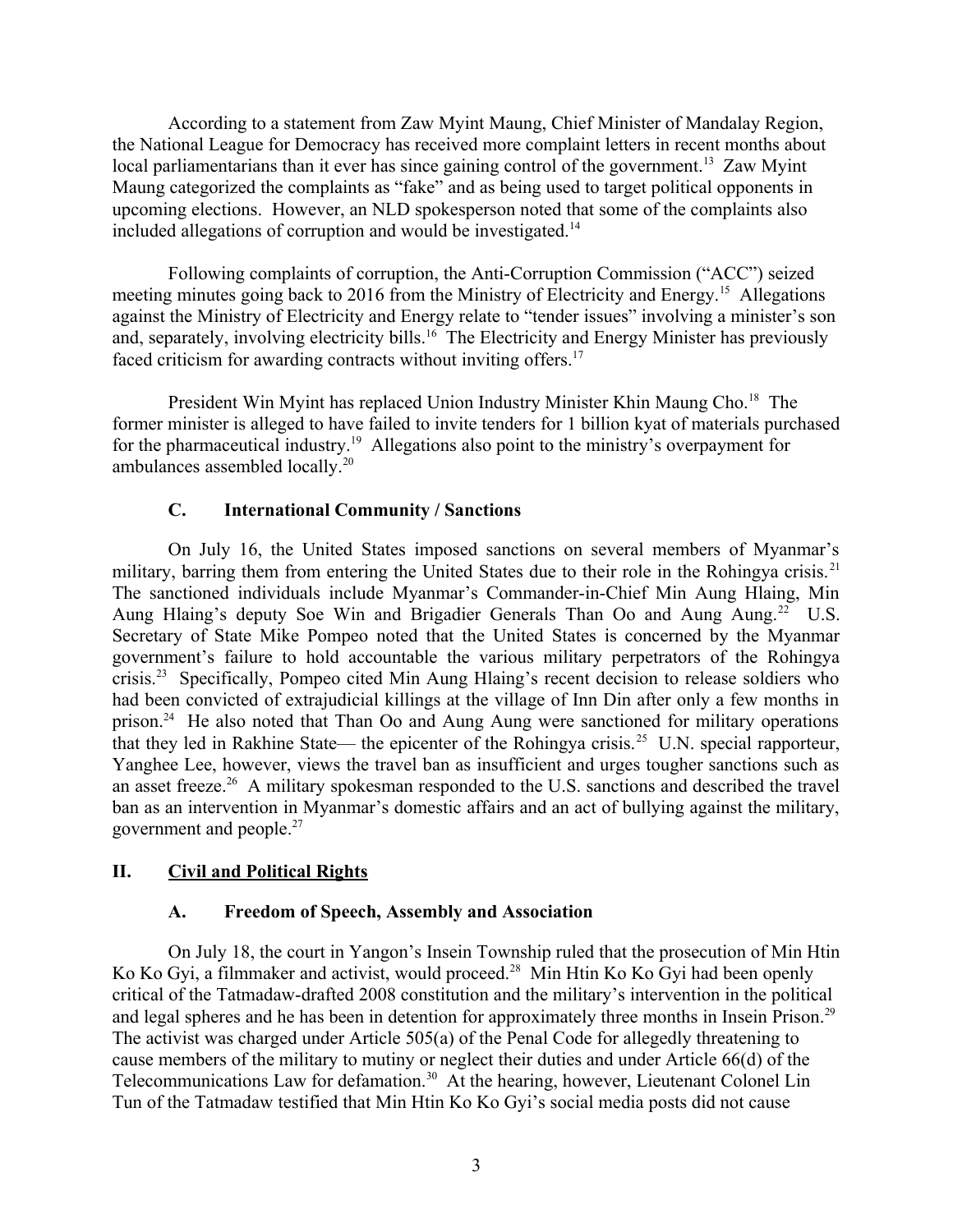According to a statement from Zaw Myint Maung, Chief Minister of Mandalay Region, the National League for Democracy has received more complaint letters in recent months about local parliamentarians than it ever has since gaining control of the government.[13] Zaw Myint Maung categorized the complaints as "fake" and as being used to target political opponents in upcoming elections. However, an NLD spokesperson noted that some of the complaints also included allegations of corruption and would be investigated.[14]

Following complaints of corruption, the Anti-Corruption Commission ("ACC") seized meeting minutes going back to 2016 from the Ministry of Electricity and Energy.[15] Allegations against the Ministry of Electricity and Energy relate to "tender issues" involving a minister's son and, separately, involving electricity bills.[16] The Electricity and Energy Minister has previously faced criticism for awarding contracts without inviting offers.[17]

President Win Myint has replaced Union Industry Minister Khin Maung Cho.[18] The former minister is alleged to have failed to invite tenders for 1 billion kyat of materials purchased for the pharmaceutical industry.[19] Allegations also point to the ministry's overpayment for ambulances assembled locally.[20]

### C. International Community / Sanctions

On July 16, the United States imposed sanctions on several members of Myanmar's military, barring them from entering the United States due to their role in the Rohingya crisis.[21] The sanctioned individuals include Myanmar's Commander-in-Chief Min Aung Hlaing, Min Aung Hlaing's deputy Soe Win and Brigadier Generals Than Oo and Aung Aung.[22] U.S. Secretary of State Mike Pompeo noted that the United States is concerned by the Myanmar government's failure to hold accountable the various military perpetrators of the Rohingya crisis.[23] Specifically, Pompeo cited Min Aung Hlaing's recent decision to release soldiers who had been convicted of extrajudicial killings at the village of Inn Din after only a few months in prison.[24] He also noted that Than Oo and Aung Aung were sanctioned for military operations that they led in Rakhine State— the epicenter of the Rohingya crisis.[25] U.N. special rapporteur, Yanghee Lee, however, views the travel ban as insufficient and urges tougher sanctions such as an asset freeze.[26] A military spokesman responded to the U.S. sanctions and described the travel ban as an intervention in Myanmar's domestic affairs and an act of bullying against the military, government and people.[27]

## II. Civil and Political Rights

### A. Freedom of Speech, Assembly and Association

On July 18, the court in Yangon's Insein Township ruled that the prosecution of Min Htin Ko Ko Gyi, a filmmaker and activist, would proceed.[28] Min Htin Ko Ko Gyi had been openly critical of the Tatmadaw-drafted 2008 constitution and the military's intervention in the political and legal spheres and he has been in detention for approximately three months in Insein Prison.[29] The activist was charged under Article 505(a) of the Penal Code for allegedly threatening to cause members of the military to mutiny or neglect their duties and under Article 66(d) of the Telecommunications Law for defamation.[30] At the hearing, however, Lieutenant Colonel Lin Tun of the Tatmadaw testified that Min Htin Ko Ko Gyi's social media posts did not cause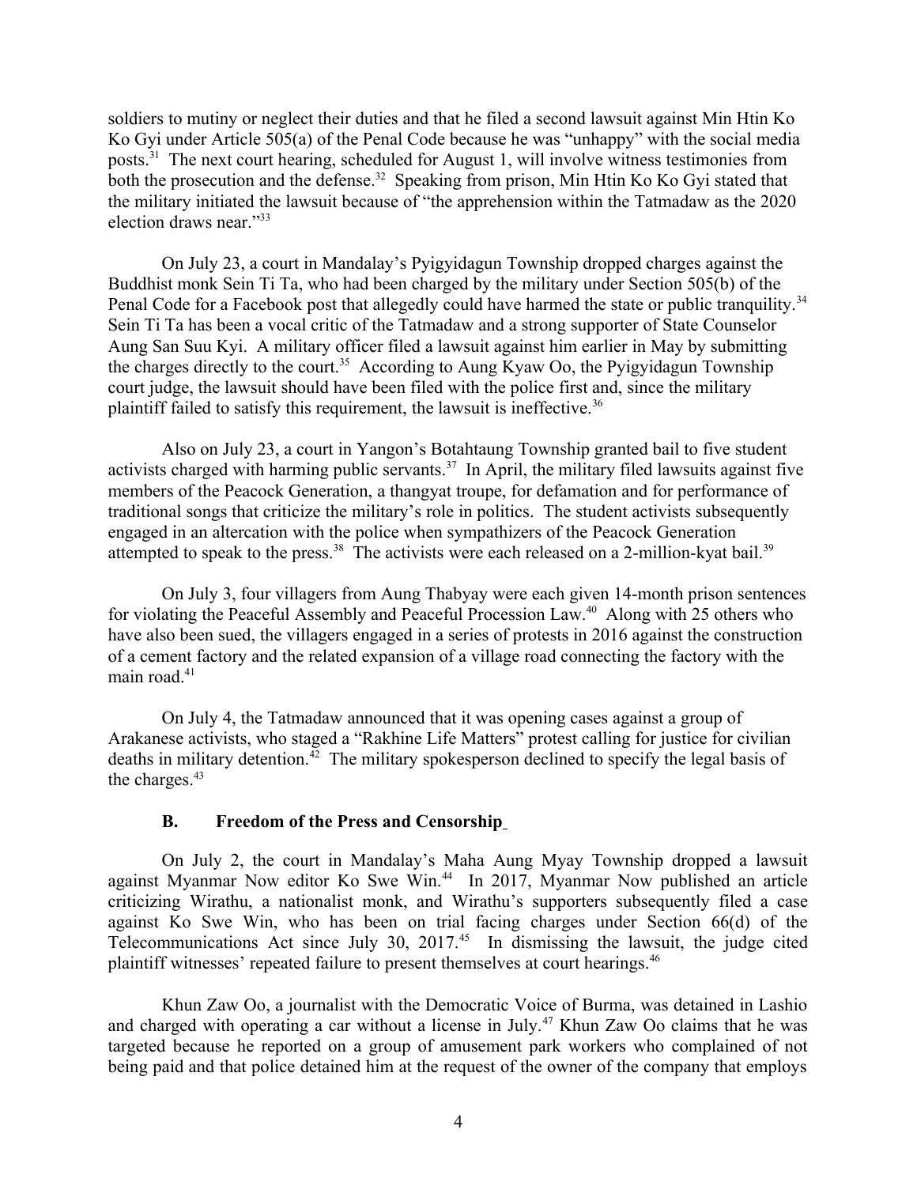soldiers to mutiny or neglect their duties and that he filed a second lawsuit against Min Htin Ko Ko Gyi under Article 505(a) of the Penal Code because he was "unhappy" with the social media posts.[31] The next court hearing, scheduled for August 1, will involve witness testimonies from both the prosecution and the defense.[32] Speaking from prison, Min Htin Ko Ko Gyi stated that the military initiated the lawsuit because of "the apprehension within the Tatmadaw as the 2020 election draws near."[33]

On July 23, a court in Mandalay's Pyigyidagun Township dropped charges against the Buddhist monk Sein Ti Ta, who had been charged by the military under Section 505(b) of the Penal Code for a Facebook post that allegedly could have harmed the state or public tranquility.[34] Sein Ti Ta has been a vocal critic of the Tatmadaw and a strong supporter of State Counselor Aung San Suu Kyi. A military officer filed a lawsuit against him earlier in May by submitting the charges directly to the court.[35] According to Aung Kyaw Oo, the Pyigyidagun Township court judge, the lawsuit should have been filed with the police first and, since the military plaintiff failed to satisfy this requirement, the lawsuit is ineffective.[36]

Also on July 23, a court in Yangon's Botahtaung Township granted bail to five student activists charged with harming public servants.[37] In April, the military filed lawsuits against five members of the Peacock Generation, a thangyat troupe, for defamation and for performance of traditional songs that criticize the military's role in politics. The student activists subsequently engaged in an altercation with the police when sympathizers of the Peacock Generation attempted to speak to the press.[38] The activists were each released on a 2-million-kyat bail.[39]

On July 3, four villagers from Aung Thabyay were each given 14-month prison sentences for violating the Peaceful Assembly and Peaceful Procession Law.[40] Along with 25 others who have also been sued, the villagers engaged in a series of protests in 2016 against the construction of a cement factory and the related expansion of a village road connecting the factory with the main road.[41]

On July 4, the Tatmadaw announced that it was opening cases against a group of Arakanese activists, who staged a "Rakhine Life Matters" protest calling for justice for civilian deaths in military detention.[42] The military spokesperson declined to specify the legal basis of the charges.[43]

### B. Freedom of the Press and Censorship

On July 2, the court in Mandalay's Maha Aung Myay Township dropped a lawsuit against Myanmar Now editor Ko Swe Win.[44] In 2017, Myanmar Now published an article criticizing Wirathu, a nationalist monk, and Wirathu's supporters subsequently filed a case against Ko Swe Win, who has been on trial facing charges under Section 66(d) of the Telecommunications Act since July 30, 2017.[45] In dismissing the lawsuit, the judge cited plaintiff witnesses' repeated failure to present themselves at court hearings.[46]

Khun Zaw Oo, a journalist with the Democratic Voice of Burma, was detained in Lashio and charged with operating a car without a license in July.[47] Khun Zaw Oo claims that he was targeted because he reported on a group of amusement park workers who complained of not being paid and that police detained him at the request of the owner of the company that employs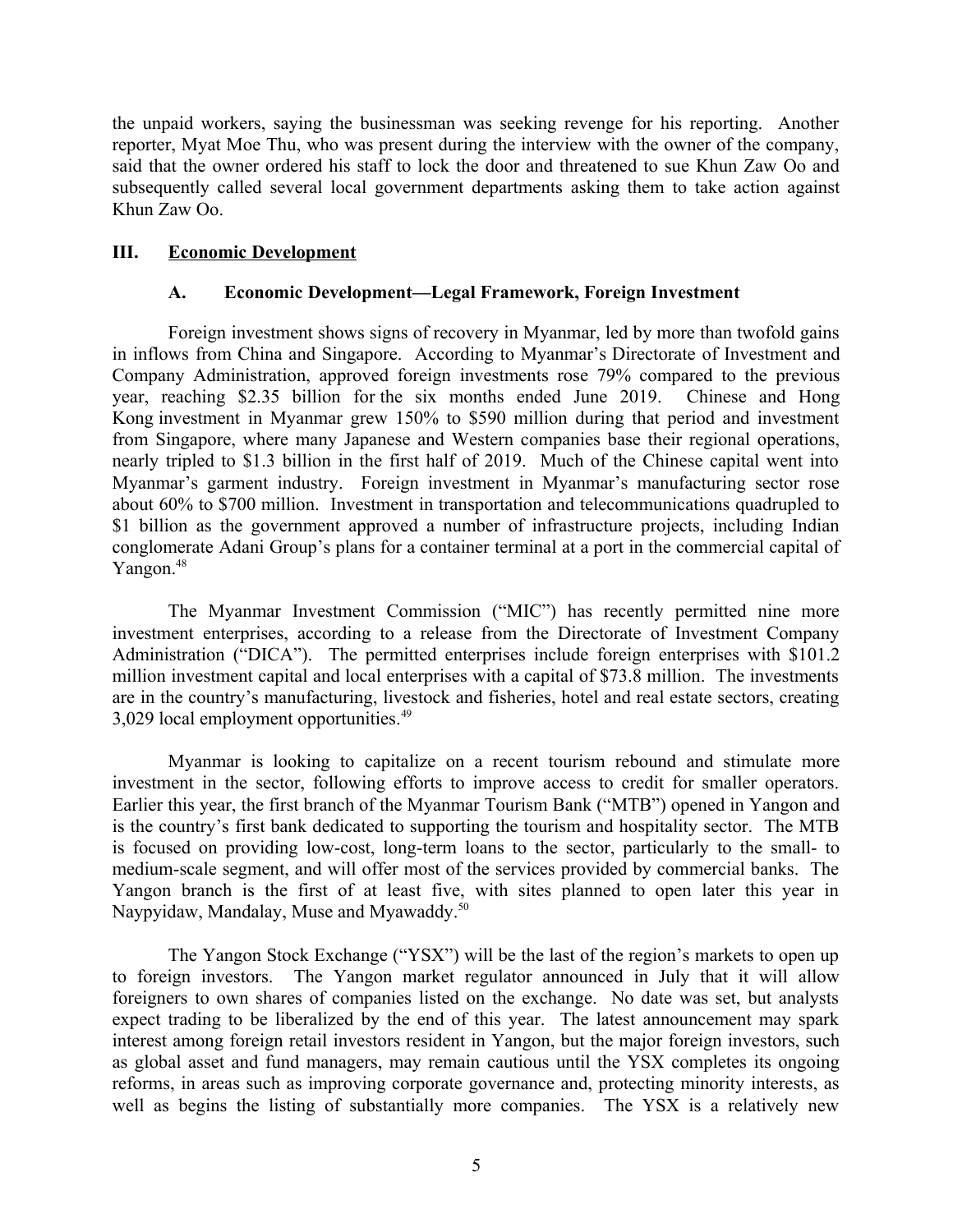the unpaid workers, saying the businessman was seeking revenge for his reporting. Another reporter, Myat Moe Thu, who was present during the interview with the owner of the company, said that the owner ordered his staff to lock the door and threatened to sue Khun Zaw Oo and subsequently called several local government departments asking them to take action against Khun Zaw Oo.

## III. Economic Development

### A. Economic Development—Legal Framework, Foreign Investment

Foreign investment shows signs of recovery in Myanmar, led by more than twofold gains in inflows from China and Singapore. According to Myanmar's Directorate of Investment and Company Administration, approved foreign investments rose 79% compared to the previous year, reaching $2.35 billion for the six months ended June 2019. Chinese and Hong Kong investment in Myanmar grew 150% to $590 million during that period and investment from Singapore, where many Japanese and Western companies base their regional operations, nearly tripled to $1.3 billion in the first half of 2019. Much of the Chinese capital went into Myanmar's garment industry. Foreign investment in Myanmar's manufacturing sector rose about 60% to $700 million. Investment in transportation and telecommunications quadrupled to $1 billion as the government approved a number of infrastructure projects, including Indian conglomerate Adani Group's plans for a container terminal at a port in the commercial capital of Yangon.[48]

The Myanmar Investment Commission ("MIC") has recently permitted nine more investment enterprises, according to a release from the Directorate of Investment Company Administration ("DICA"). The permitted enterprises include foreign enterprises with $101.2 million investment capital and local enterprises with a capital of $73.8 million. The investments are in the country's manufacturing, livestock and fisheries, hotel and real estate sectors, creating 3,029 local employment opportunities.[49]

Myanmar is looking to capitalize on a recent tourism rebound and stimulate more investment in the sector, following efforts to improve access to credit for smaller operators. Earlier this year, the first branch of the Myanmar Tourism Bank ("MTB") opened in Yangon and is the country's first bank dedicated to supporting the tourism and hospitality sector. The MTB is focused on providing low-cost, long-term loans to the sector, particularly to the small- to medium-scale segment, and will offer most of the services provided by commercial banks. The Yangon branch is the first of at least five, with sites planned to open later this year in Naypyidaw, Mandalay, Muse and Myawaddy.[50]

The Yangon Stock Exchange ("YSX") will be the last of the region's markets to open up to foreign investors. The Yangon market regulator announced in July that it will allow foreigners to own shares of companies listed on the exchange. No date was set, but analysts expect trading to be liberalized by the end of this year. The latest announcement may spark interest among foreign retail investors resident in Yangon, but the major foreign investors, such as global asset and fund managers, may remain cautious until the YSX completes its ongoing reforms, in areas such as improving corporate governance and, protecting minority interests, as well as begins the listing of substantially more companies. The YSX is a relatively new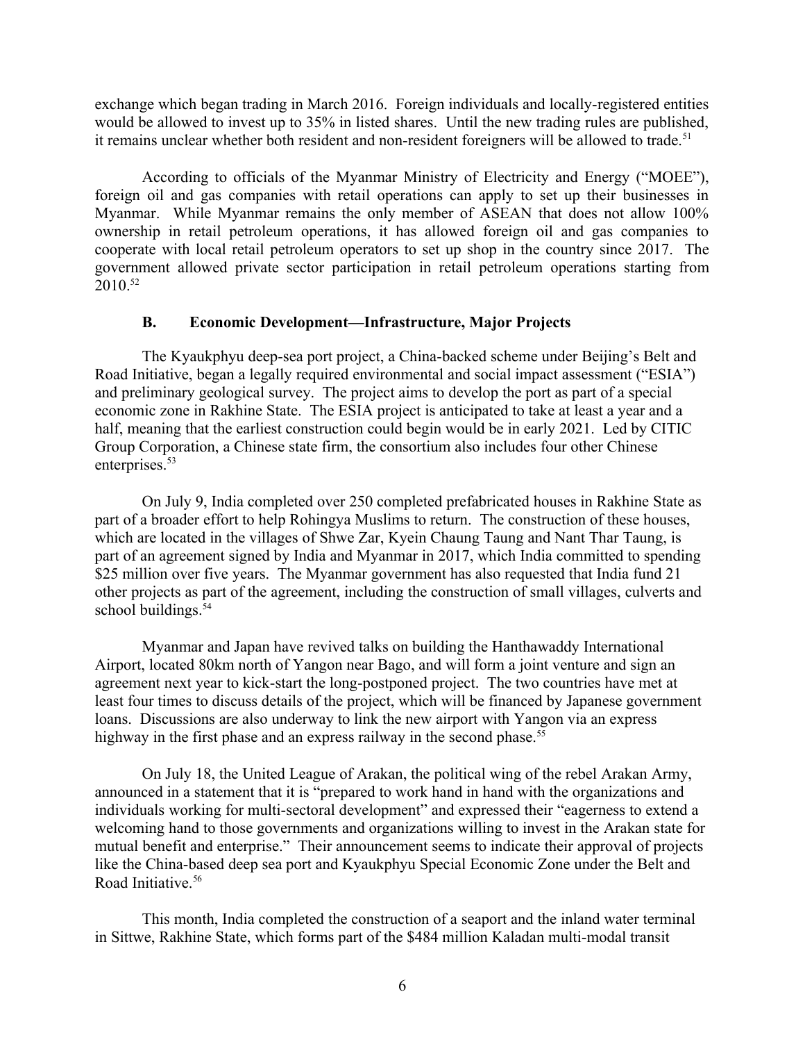exchange which began trading in March 2016. Foreign individuals and locally-registered entities would be allowed to invest up to 35% in listed shares. Until the new trading rules are published, it remains unclear whether both resident and non-resident foreigners will be allowed to trade.[51]

According to officials of the Myanmar Ministry of Electricity and Energy ("MOEE"), foreign oil and gas companies with retail operations can apply to set up their businesses in Myanmar. While Myanmar remains the only member of ASEAN that does not allow 100% ownership in retail petroleum operations, it has allowed foreign oil and gas companies to cooperate with local retail petroleum operators to set up shop in the country since 2017. The government allowed private sector participation in retail petroleum operations starting from 2010.[52]

### B. Economic Development—Infrastructure, Major Projects

The Kyaukphyu deep-sea port project, a China-backed scheme under Beijing's Belt and Road Initiative, began a legally required environmental and social impact assessment ("ESIA") and preliminary geological survey. The project aims to develop the port as part of a special economic zone in Rakhine State. The ESIA project is anticipated to take at least a year and a half, meaning that the earliest construction could begin would be in early 2021. Led by CITIC Group Corporation, a Chinese state firm, the consortium also includes four other Chinese enterprises.[53]

On July 9, India completed over 250 completed prefabricated houses in Rakhine State as part of a broader effort to help Rohingya Muslims to return. The construction of these houses, which are located in the villages of Shwe Zar, Kyein Chaung Taung and Nant Thar Taung, is part of an agreement signed by India and Myanmar in 2017, which India committed to spending $25 million over five years. The Myanmar government has also requested that India fund 21 other projects as part of the agreement, including the construction of small villages, culverts and school buildings.[54]

Myanmar and Japan have revived talks on building the Hanthawaddy International Airport, located 80km north of Yangon near Bago, and will form a joint venture and sign an agreement next year to kick-start the long-postponed project. The two countries have met at least four times to discuss details of the project, which will be financed by Japanese government loans. Discussions are also underway to link the new airport with Yangon via an express highway in the first phase and an express railway in the second phase.[55]

On July 18, the United League of Arakan, the political wing of the rebel Arakan Army, announced in a statement that it is "prepared to work hand in hand with the organizations and individuals working for multi-sectoral development" and expressed their "eagerness to extend a welcoming hand to those governments and organizations willing to invest in the Arakan state for mutual benefit and enterprise." Their announcement seems to indicate their approval of projects like the China-based deep sea port and Kyaukphyu Special Economic Zone under the Belt and Road Initiative.[56]

This month, India completed the construction of a seaport and the inland water terminal in Sittwe, Rakhine State, which forms part of the $484 million Kaladan multi-modal transit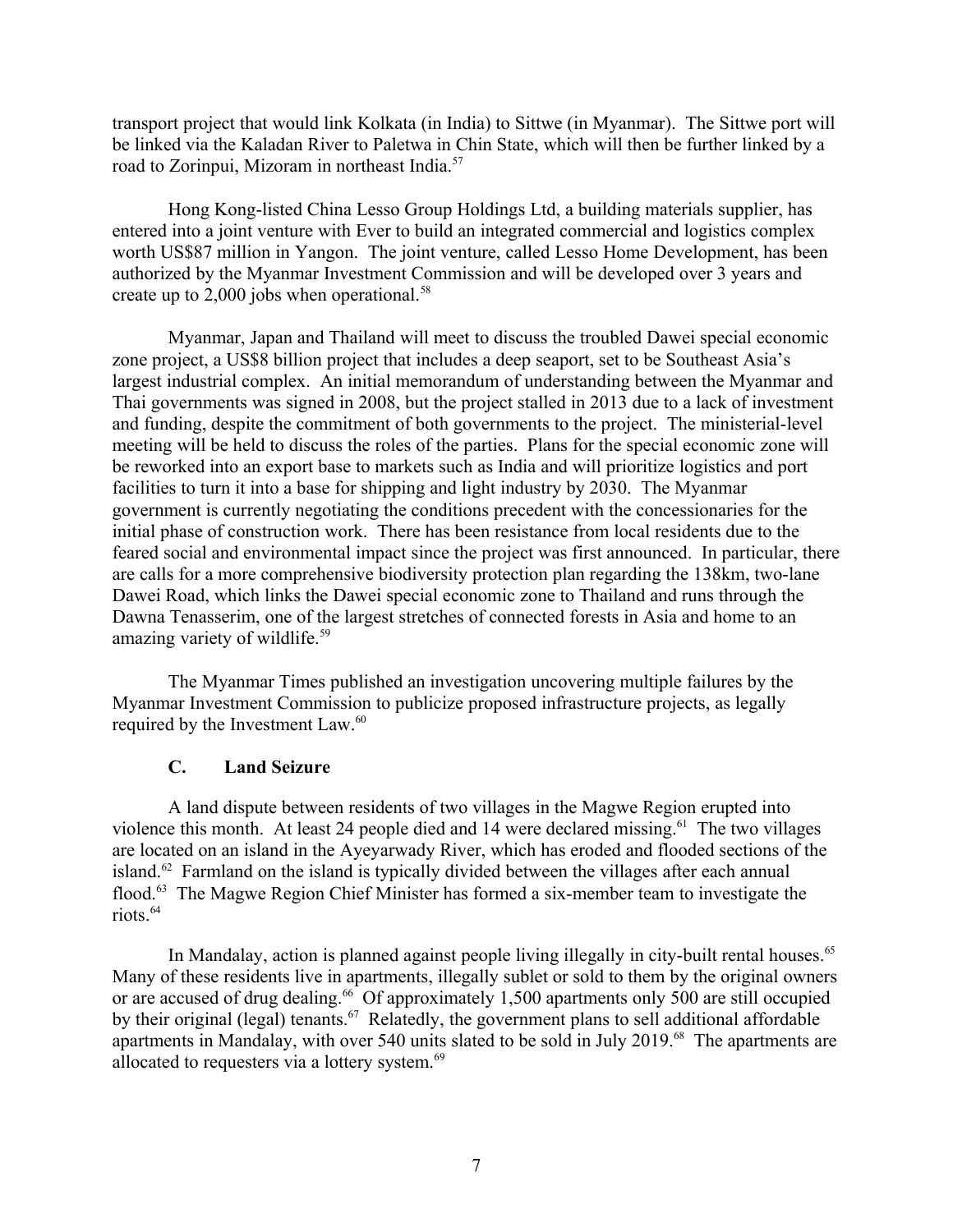transport project that would link Kolkata (in India) to Sittwe (in Myanmar). The Sittwe port will be linked via the Kaladan River to Paletwa in Chin State, which will then be further linked by a road to Zorinpui, Mizoram in northeast India.[57]

Hong Kong-listed China Lesso Group Holdings Ltd, a building materials supplier, has entered into a joint venture with Ever to build an integrated commercial and logistics complex worth US$87 million in Yangon. The joint venture, called Lesso Home Development, has been authorized by the Myanmar Investment Commission and will be developed over 3 years and create up to 2,000 jobs when operational.[58]

Myanmar, Japan and Thailand will meet to discuss the troubled Dawei special economic zone project, a US$8 billion project that includes a deep seaport, set to be Southeast Asia's largest industrial complex. An initial memorandum of understanding between the Myanmar and Thai governments was signed in 2008, but the project stalled in 2013 due to a lack of investment and funding, despite the commitment of both governments to the project. The ministerial-level meeting will be held to discuss the roles of the parties. Plans for the special economic zone will be reworked into an export base to markets such as India and will prioritize logistics and port facilities to turn it into a base for shipping and light industry by 2030. The Myanmar government is currently negotiating the conditions precedent with the concessionaries for the initial phase of construction work. There has been resistance from local residents due to the feared social and environmental impact since the project was first announced. In particular, there are calls for a more comprehensive biodiversity protection plan regarding the 138km, two-lane Dawei Road, which links the Dawei special economic zone to Thailand and runs through the Dawna Tenasserim, one of the largest stretches of connected forests in Asia and home to an amazing variety of wildlife.[59]

The Myanmar Times published an investigation uncovering multiple failures by the Myanmar Investment Commission to publicize proposed infrastructure projects, as legally required by the Investment Law.[60]

### C. Land Seizure

A land dispute between residents of two villages in the Magwe Region erupted into violence this month. At least 24 people died and 14 were declared missing.[61] The two villages are located on an island in the Ayeyarwady River, which has eroded and flooded sections of the island.[62] Farmland on the island is typically divided between the villages after each annual flood.[63] The Magwe Region Chief Minister has formed a six-member team to investigate the riots.[64]

In Mandalay, action is planned against people living illegally in city-built rental houses.[65] Many of these residents live in apartments, illegally sublet or sold to them by the original owners or are accused of drug dealing.[66] Of approximately 1,500 apartments only 500 are still occupied by their original (legal) tenants.[67] Relatedly, the government plans to sell additional affordable apartments in Mandalay, with over 540 units slated to be sold in July 2019.[68] The apartments are allocated to requesters via a lottery system.[69]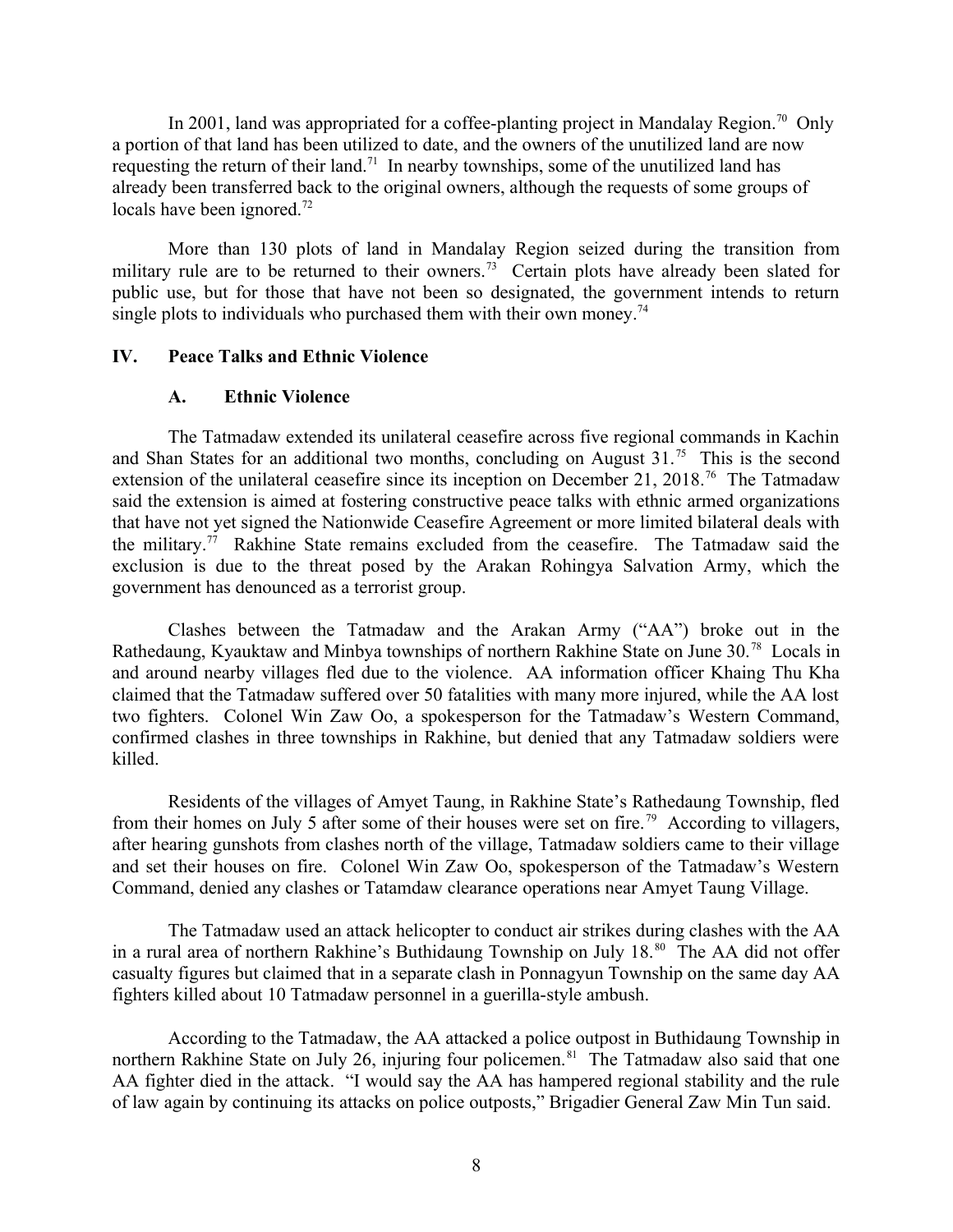In 2001, land was appropriated for a coffee-planting project in Mandalay Region.[70] Only a portion of that land has been utilized to date, and the owners of the unutilized land are now requesting the return of their land.[71] In nearby townships, some of the unutilized land has already been transferred back to the original owners, although the requests of some groups of locals have been ignored.[72]

More than 130 plots of land in Mandalay Region seized during the transition from military rule are to be returned to their owners.[73] Certain plots have already been slated for public use, but for those that have not been so designated, the government intends to return single plots to individuals who purchased them with their own money.[74]

## IV. Peace Talks and Ethnic Violence

### A. Ethnic Violence

The Tatmadaw extended its unilateral ceasefire across five regional commands in Kachin and Shan States for an additional two months, concluding on August 31.[75] This is the second extension of the unilateral ceasefire since its inception on December 21, 2018.[76] The Tatmadaw said the extension is aimed at fostering constructive peace talks with ethnic armed organizations that have not yet signed the Nationwide Ceasefire Agreement or more limited bilateral deals with the military.[77] Rakhine State remains excluded from the ceasefire. The Tatmadaw said the exclusion is due to the threat posed by the Arakan Rohingya Salvation Army, which the government has denounced as a terrorist group.

Clashes between the Tatmadaw and the Arakan Army ("AA") broke out in the Rathedaung, Kyauktaw and Minbya townships of northern Rakhine State on June 30.[78] Locals in and around nearby villages fled due to the violence. AA information officer Khaing Thu Kha claimed that the Tatmadaw suffered over 50 fatalities with many more injured, while the AA lost two fighters. Colonel Win Zaw Oo, a spokesperson for the Tatmadaw's Western Command, confirmed clashes in three townships in Rakhine, but denied that any Tatmadaw soldiers were killed.

Residents of the villages of Amyet Taung, in Rakhine State's Rathedaung Township, fled from their homes on July 5 after some of their houses were set on fire.[79] According to villagers, after hearing gunshots from clashes north of the village, Tatmadaw soldiers came to their village and set their houses on fire. Colonel Win Zaw Oo, spokesperson of the Tatmadaw's Western Command, denied any clashes or Tatamdaw clearance operations near Amyet Taung Village.

The Tatmadaw used an attack helicopter to conduct air strikes during clashes with the AA in a rural area of northern Rakhine's Buthidaung Township on July 18.[80] The AA did not offer casualty figures but claimed that in a separate clash in Ponnagyun Township on the same day AA fighters killed about 10 Tatmadaw personnel in a guerilla-style ambush.

According to the Tatmadaw, the AA attacked a police outpost in Buthidaung Township in northern Rakhine State on July 26, injuring four policemen.[81] The Tatmadaw also said that one AA fighter died in the attack. "I would say the AA has hampered regional stability and the rule of law again by continuing its attacks on police outposts," Brigadier General Zaw Min Tun said.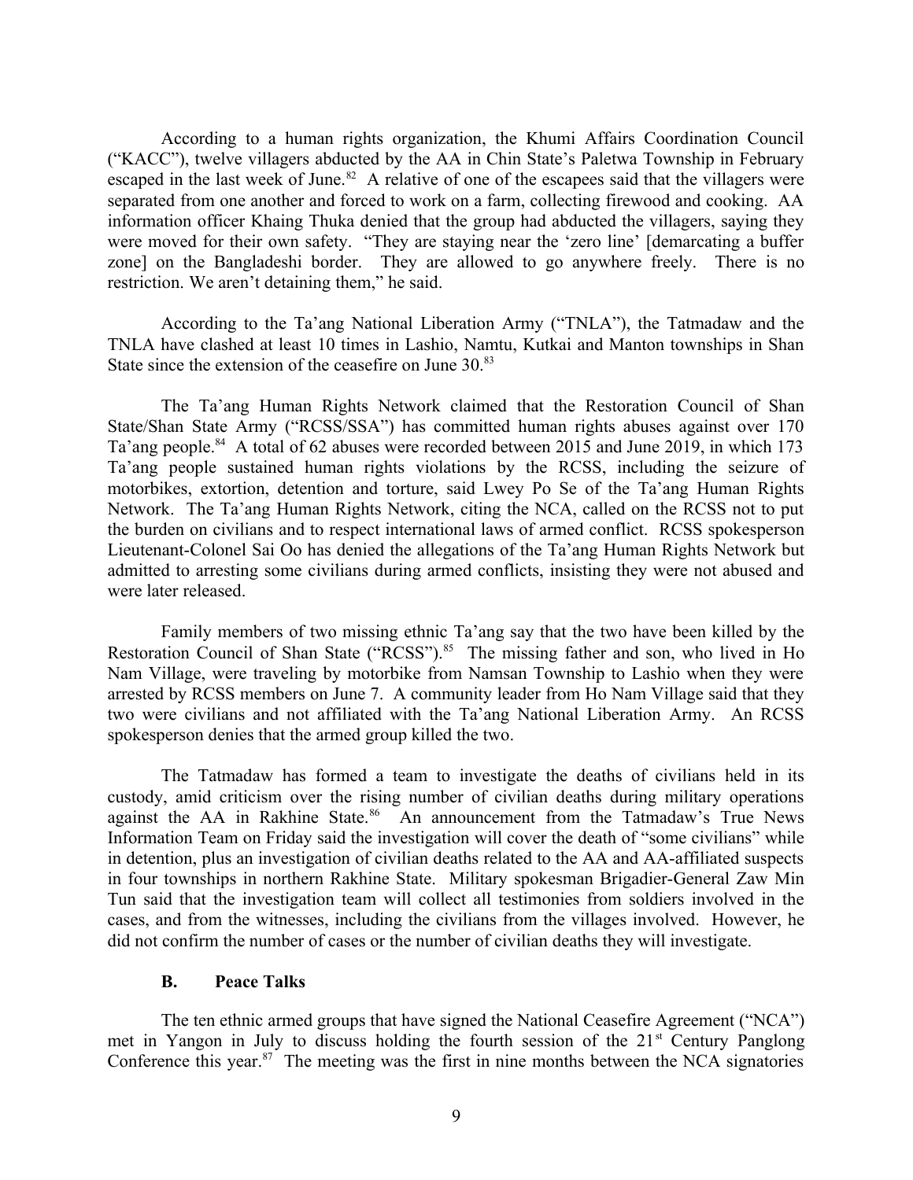According to a human rights organization, the Khumi Affairs Coordination Council ("KACC"), twelve villagers abducted by the AA in Chin State's Paletwa Township in February escaped in the last week of June.[82] A relative of one of the escapees said that the villagers were separated from one another and forced to work on a farm, collecting firewood and cooking. AA information officer Khaing Thuka denied that the group had abducted the villagers, saying they were moved for their own safety. "They are staying near the 'zero line' [demarcating a buffer zone] on the Bangladeshi border. They are allowed to go anywhere freely. There is no restriction. We aren't detaining them," he said.

According to the Ta'ang National Liberation Army ("TNLA"), the Tatmadaw and the TNLA have clashed at least 10 times in Lashio, Namtu, Kutkai and Manton townships in Shan State since the extension of the ceasefire on June 30.[83]

The Ta'ang Human Rights Network claimed that the Restoration Council of Shan State/Shan State Army ("RCSS/SSA") has committed human rights abuses against over 170 Ta'ang people.[84] A total of 62 abuses were recorded between 2015 and June 2019, in which 173 Ta'ang people sustained human rights violations by the RCSS, including the seizure of motorbikes, extortion, detention and torture, said Lwey Po Se of the Ta'ang Human Rights Network. The Ta'ang Human Rights Network, citing the NCA, called on the RCSS not to put the burden on civilians and to respect international laws of armed conflict. RCSS spokesperson Lieutenant-Colonel Sai Oo has denied the allegations of the Ta'ang Human Rights Network but admitted to arresting some civilians during armed conflicts, insisting they were not abused and were later released.

Family members of two missing ethnic Ta'ang say that the two have been killed by the Restoration Council of Shan State ("RCSS").[85] The missing father and son, who lived in Ho Nam Village, were traveling by motorbike from Namsan Township to Lashio when they were arrested by RCSS members on June 7. A community leader from Ho Nam Village said that they two were civilians and not affiliated with the Ta'ang National Liberation Army. An RCSS spokesperson denies that the armed group killed the two.

The Tatmadaw has formed a team to investigate the deaths of civilians held in its custody, amid criticism over the rising number of civilian deaths during military operations against the AA in Rakhine State.[86] An announcement from the Tatmadaw's True News Information Team on Friday said the investigation will cover the death of "some civilians" while in detention, plus an investigation of civilian deaths related to the AA and AA-affiliated suspects in four townships in northern Rakhine State. Military spokesman Brigadier-General Zaw Min Tun said that the investigation team will collect all testimonies from soldiers involved in the cases, and from the witnesses, including the civilians from the villages involved. However, he did not confirm the number of cases or the number of civilian deaths they will investigate.

### B. Peace Talks

The ten ethnic armed groups that have signed the National Ceasefire Agreement ("NCA") met in Yangon in July to discuss holding the fourth session of the 21st Century Panglong Conference this year.[87] The meeting was the first in nine months between the NCA signatories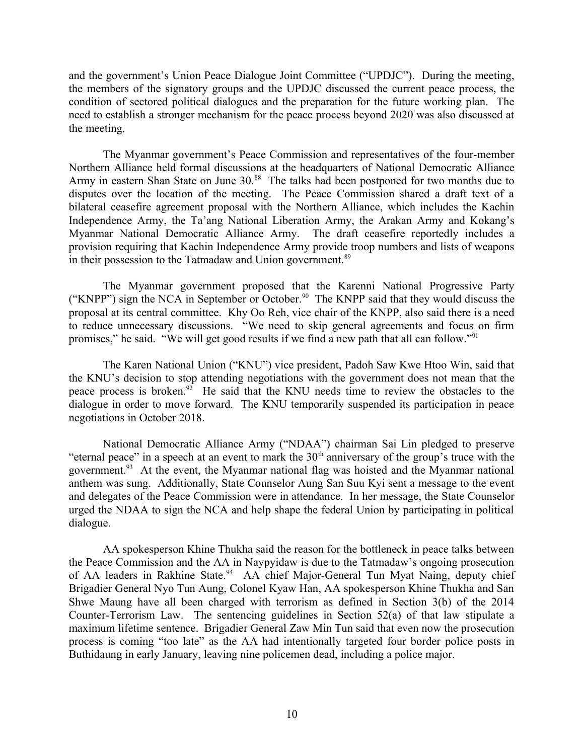and the government's Union Peace Dialogue Joint Committee ("UPDJC"). During the meeting, the members of the signatory groups and the UPDJC discussed the current peace process, the condition of sectored political dialogues and the preparation for the future working plan. The need to establish a stronger mechanism for the peace process beyond 2020 was also discussed at the meeting.

The Myanmar government's Peace Commission and representatives of the four-member Northern Alliance held formal discussions at the headquarters of National Democratic Alliance Army in eastern Shan State on June 30.[88] The talks had been postponed for two months due to disputes over the location of the meeting. The Peace Commission shared a draft text of a bilateral ceasefire agreement proposal with the Northern Alliance, which includes the Kachin Independence Army, the Ta'ang National Liberation Army, the Arakan Army and Kokang's Myanmar National Democratic Alliance Army. The draft ceasefire reportedly includes a provision requiring that Kachin Independence Army provide troop numbers and lists of weapons in their possession to the Tatmadaw and Union government.[89]

The Myanmar government proposed that the Karenni National Progressive Party ("KNPP") sign the NCA in September or October.[90] The KNPP said that they would discuss the proposal at its central committee. Khy Oo Reh, vice chair of the KNPP, also said there is a need to reduce unnecessary discussions. "We need to skip general agreements and focus on firm promises," he said. "We will get good results if we find a new path that all can follow."[91]

The Karen National Union ("KNU") vice president, Padoh Saw Kwe Htoo Win, said that the KNU's decision to stop attending negotiations with the government does not mean that the peace process is broken.[92] He said that the KNU needs time to review the obstacles to the dialogue in order to move forward. The KNU temporarily suspended its participation in peace negotiations in October 2018.

National Democratic Alliance Army ("NDAA") chairman Sai Lin pledged to preserve "eternal peace" in a speech at an event to mark the 30th anniversary of the group's truce with the government.[93] At the event, the Myanmar national flag was hoisted and the Myanmar national anthem was sung. Additionally, State Counselor Aung San Suu Kyi sent a message to the event and delegates of the Peace Commission were in attendance. In her message, the State Counselor urged the NDAA to sign the NCA and help shape the federal Union by participating in political dialogue.

AA spokesperson Khine Thukha said the reason for the bottleneck in peace talks between the Peace Commission and the AA in Naypyidaw is due to the Tatmadaw's ongoing prosecution of AA leaders in Rakhine State.[94] AA chief Major-General Tun Myat Naing, deputy chief Brigadier General Nyo Tun Aung, Colonel Kyaw Han, AA spokesperson Khine Thukha and San Shwe Maung have all been charged with terrorism as defined in Section 3(b) of the 2014 Counter-Terrorism Law. The sentencing guidelines in Section 52(a) of that law stipulate a maximum lifetime sentence. Brigadier General Zaw Min Tun said that even now the prosecution process is coming "too late" as the AA had intentionally targeted four border police posts in Buthidaung in early January, leaving nine policemen dead, including a police major.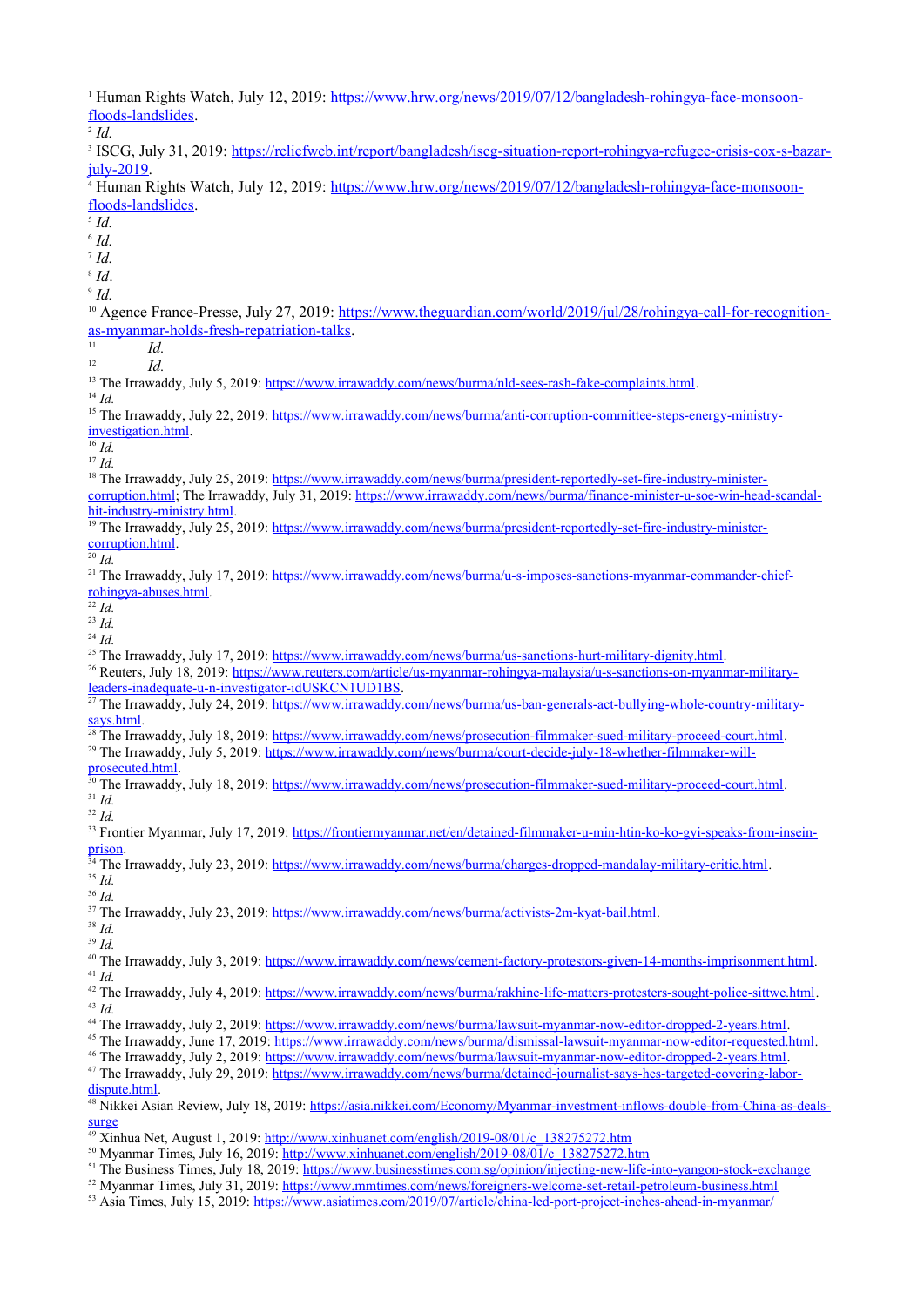[1] Human Rights Watch, July 12, 2019: https://www.hrw.org/news/2019/07/12/bangladesh-rohingya-face-monsoon-floods-landslides.

[2] *Id.*

[3] ISCG, July 31, 2019: https://reliefweb.int/report/bangladesh/iscg-situation-report-rohingya-refugee-crisis-cox-s-bazar-july-2019.

[4] Human Rights Watch, July 12, 2019: https://www.hrw.org/news/2019/07/12/bangladesh-rohingya-face-monsoon-floods-landslides.

[5] *Id.*

[6] *Id.*

[7] *Id.*

[8] *Id*.

[9] *Id.*

[10] Agence France-Presse, July 27, 2019: https://www.theguardian.com/world/2019/jul/28/rohingya-call-for-recognition-as-myanmar-holds-fresh-repatriation-talks.

[11] *Id.*

[12] *Id.*

[13] The Irrawaddy, July 5, 2019: https://www.irrawaddy.com/news/burma/nld-sees-rash-fake-complaints.html.

[14] *Id.*

[15] The Irrawaddy, July 22, 2019: https://www.irrawaddy.com/news/burma/anti-corruption-committee-steps-energy-ministry-investigation.html.

[16] *Id.*

[17] *Id.*

[18] The Irrawaddy, July 25, 2019: https://www.irrawaddy.com/news/burma/president-reportedly-set-fire-industry-minister-corruption.html; The Irrawaddy, July 31, 2019: https://www.irrawaddy.com/news/burma/finance-minister-u-soe-win-head-scandal-hit-industry-ministry.html.

[19] The Irrawaddy, July 25, 2019: https://www.irrawaddy.com/news/burma/president-reportedly-set-fire-industry-minister-corruption.html.

[20] *Id.*

[21] The Irrawaddy, July 17, 2019: https://www.irrawaddy.com/news/burma/u-s-imposes-sanctions-myanmar-commander-chief-rohingya-abuses.html.

[22] *Id.*

[23] *Id.*

[24] *Id.*

[25] The Irrawaddy, July 17, 2019: https://www.irrawaddy.com/news/burma/us-sanctions-hurt-military-dignity.html.

[26] Reuters, July 18, 2019: https://www.reuters.com/article/us-myanmar-rohingya-malaysia/u-s-sanctions-on-myanmar-military-leaders-inadequate-u-n-investigator-idUSKCN1UD1BS.

[27] The Irrawaddy, July 24, 2019: https://www.irrawaddy.com/news/burma/us-ban-generals-act-bullying-whole-country-military-says.html.

[28] The Irrawaddy, July 18, 2019: https://www.irrawaddy.com/news/prosecution-filmmaker-sued-military-proceed-court.html.

[29] The Irrawaddy, July 5, 2019: https://www.irrawaddy.com/news/burma/court-decide-july-18-whether-filmmaker-will-prosecuted.html.

[30] The Irrawaddy, July 18, 2019: https://www.irrawaddy.com/news/prosecution-filmmaker-sued-military-proceed-court.html.

[31] *Id.*

[32] *Id.*

[33] Frontier Myanmar, July 17, 2019: https://frontiermyanmar.net/en/detained-filmmaker-u-min-htin-ko-ko-gyi-speaks-from-insein-prison.

[34] The Irrawaddy, July 23, 2019: https://www.irrawaddy.com/news/burma/charges-dropped-mandalay-military-critic.html.

[35] *Id.*

[36] *Id.*

[37] The Irrawaddy, July 23, 2019: https://www.irrawaddy.com/news/burma/activists-2m-kyat-bail.html.

[38] *Id.*

[39] *Id.*

[40] The Irrawaddy, July 3, 2019: https://www.irrawaddy.com/news/cement-factory-protestors-given-14-months-imprisonment.html.

[41] *Id.*

[42] The Irrawaddy, July 4, 2019: https://www.irrawaddy.com/news/burma/rakhine-life-matters-protesters-sought-police-sittwe.html.

[43] *Id.*

[44] The Irrawaddy, July 2, 2019: https://www.irrawaddy.com/news/burma/lawsuit-myanmar-now-editor-dropped-2-years.html.

[45] The Irrawaddy, June 17, 2019: https://www.irrawaddy.com/news/burma/dismissal-lawsuit-myanmar-now-editor-requested.html.

[46] The Irrawaddy, July 2, 2019: https://www.irrawaddy.com/news/burma/lawsuit-myanmar-now-editor-dropped-2-years.html.

[47] The Irrawaddy, July 29, 2019: https://www.irrawaddy.com/news/burma/detained-journalist-says-hes-targeted-covering-labor-dispute.html.

[48] Nikkei Asian Review, July 18, 2019: https://asia.nikkei.com/Economy/Myanmar-investment-inflows-double-from-China-as-deals-surge

[49] Xinhua Net, August 1, 2019: http://www.xinhuanet.com/english/2019-08/01/c_138275272.htm

[50] Myanmar Times, July 16, 2019: http://www.xinhuanet.com/english/2019-08/01/c_138275272.htm

[51] The Business Times, July 18, 2019: https://www.businesstimes.com.sg/opinion/injecting-new-life-into-yangon-stock-exchange

[52] Myanmar Times, July 31, 2019: https://www.mmtimes.com/news/foreigners-welcome-set-retail-petroleum-business.html

[53] Asia Times, July 15, 2019: https://www.asiatimes.com/2019/07/article/china-led-port-project-inches-ahead-in-myanmar/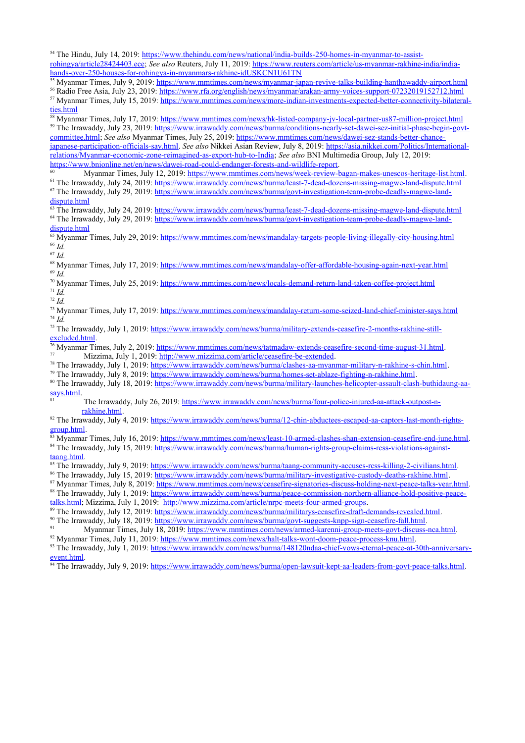[54] The Hindu, July 14, 2019: https://www.thehindu.com/news/national/india-builds-250-homes-in-myanmar-to-assist-rohingya/article28424403.ece; *See also* Reuters, July 11, 2019: https://www.reuters.com/article/us-myanmar-rakhine-india/india-hands-over-250-houses-for-rohingya-in-myanmars-rakhine-idUSKCN1U61TN

[55] Myanmar Times, July 9, 2019: https://www.mmtimes.com/news/myanmar-japan-revive-talks-building-hanthawaddy-airport.html

[56] Radio Free Asia, July 23, 2019: https://www.rfa.org/english/news/myanmar/arakan-army-voices-support-07232019152712.html

[57] Myanmar Times, July 15, 2019: https://www.mmtimes.com/news/more-indian-investments-expected-better-connectivity-bilateral-ties.html

[58] Myanmar Times, July 17, 2019: https://www.mmtimes.com/news/hk-listed-company-jv-local-partner-us87-million-project.html

[59] The Irrawaddy, July 23, 2019: https://www.irrawaddy.com/news/burma/conditions-nearly-set-dawei-sez-initial-phase-begin-govt-committee.html; *See also* Myanmar Times, July 25, 2019: https://www.mmtimes.com/news/dawei-sez-stands-better-chance-japanese-participation-officials-say.html. *See also* Nikkei Asian Review, July 8, 2019: https://asia.nikkei.com/Politics/International-relations/Myanmar-economic-zone-reimagined-as-export-hub-to-India; *See also* BNI Multimedia Group, July 12, 2019: https://www.bnionline.net/en/news/dawei-road-could-endanger-forests-and-wildlife-report.

[60] Myanmar Times, July 12, 2019: https://www.mmtimes.com/news/week-review-bagan-makes-unescos-heritage-list.html.

[61] The Irrawaddy, July 24, 2019: https://www.irrawaddy.com/news/burma/least-7-dead-dozens-missing-magwe-land-dispute.html

[62] The Irrawaddy, July 29, 2019: https://www.irrawaddy.com/news/burma/govt-investigation-team-probe-deadly-magwe-land-dispute.html

[63] The Irrawaddy, July 24, 2019: https://www.irrawaddy.com/news/burma/least-7-dead-dozens-missing-magwe-land-dispute.html

[64] The Irrawaddy, July 29, 2019: https://www.irrawaddy.com/news/burma/govt-investigation-team-probe-deadly-magwe-land-dispute.html

[65] Myanmar Times, July 29, 2019: https://www.mmtimes.com/news/mandalay-targets-people-living-illegally-city-housing.html

[66] *Id.*

[67] *Id.*

[68] Myanmar Times, July 17, 2019: https://www.mmtimes.com/news/mandalay-offer-affordable-housing-again-next-year.html

[69] *Id.*

[70] Myanmar Times, July 25, 2019: https://www.mmtimes.com/news/locals-demand-return-land-taken-coffee-project.html

[71] *Id.*

[72] *Id.*

[73] Myanmar Times, July 17, 2019: https://www.mmtimes.com/news/mandalay-return-some-seized-land-chief-minister-says.html

[74] *Id.*

[75] The Irrawaddy, July 1, 2019: https://www.irrawaddy.com/news/burma/military-extends-ceasefire-2-months-rakhine-still-excluded.html.

[76] Myanmar Times, July 2, 2019: https://www.mmtimes.com/news/tatmadaw-extends-ceasefire-second-time-august-31.html.

[77] Mizzima, July 1, 2019: http://www.mizzima.com/article/ceasefire-be-extended.

[78] The Irrawaddy, July 1, 2019: https://www.irrawaddy.com/news/burma/clashes-aa-myanmar-military-n-rakhine-s-chin.html.

[79] The Irrawaddy, July 8, 2019: https://www.irrawaddy.com/news/burma/homes-set-ablaze-fighting-n-rakhine.html.

[80] The Irrawaddy, July 18, 2019: https://www.irrawaddy.com/news/burma/military-launches-helicopter-assault-clash-buthidaung-aa-says.html.

[81] The Irrawaddy, July 26, 2019: https://www.irrawaddy.com/news/burma/four-police-injured-aa-attack-outpost-n-rakhine.html.

[82] The Irrawaddy, July 4, 2019: https://www.irrawaddy.com/news/burma/12-chin-abductees-escaped-aa-captors-last-month-rights-group.html.

[83] Myanmar Times, July 16, 2019: https://www.mmtimes.com/news/least-10-armed-clashes-shan-extension-ceasefire-end-june.html.

[84] The Irrawaddy, July 15, 2019: https://www.irrawaddy.com/news/burma/human-rights-group-claims-rcss-violations-against-taang.html.

[85] The Irrawaddy, July 9, 2019: https://www.irrawaddy.com/news/burma/taang-community-accuses-rcss-killing-2-civilians.html.

[86] The Irrawaddy, July 15, 2019: https://www.irrawaddy.com/news/burma/military-investigative-custody-deaths-rakhine.html.

[87] Myanmar Times, July 8, 2019: https://www.mmtimes.com/news/ceasefire-signatories-discuss-holding-next-peace-talks-year.html.

[88] The Irrawaddy, July 1, 2019: https://www.irrawaddy.com/news/burma/peace-commission-northern-alliance-hold-positive-peace-talks.html; Mizzima, July 1, 2019: http://www.mizzima.com/article/nrpc-meets-four-armed-groups.

[89] The Irrawaddy, July 12, 2019: https://www.irrawaddy.com/news/burma/militarys-ceasefire-draft-demands-revealed.html.

[90] The Irrawaddy, July 18, 2019: https://www.irrawaddy.com/news/burma/govt-suggests-knpp-sign-ceasefire-fall.html.

[91] Myanmar Times, July 18, 2019: https://www.mmtimes.com/news/armed-karenni-group-meets-govt-discuss-nca.html.

[92] Myanmar Times, July 11, 2019: https://www.mmtimes.com/news/halt-talks-wont-doom-peace-process-knu.html.

[93] The Irrawaddy, July 1, 2019: https://www.irrawaddy.com/news/burma/148120ndaa-chief-vows-eternal-peace-at-30th-anniversary-event.html.

[94] The Irrawaddy, July 9, 2019: https://www.irrawaddy.com/news/burma/open-lawsuit-kept-aa-leaders-from-govt-peace-talks.html.